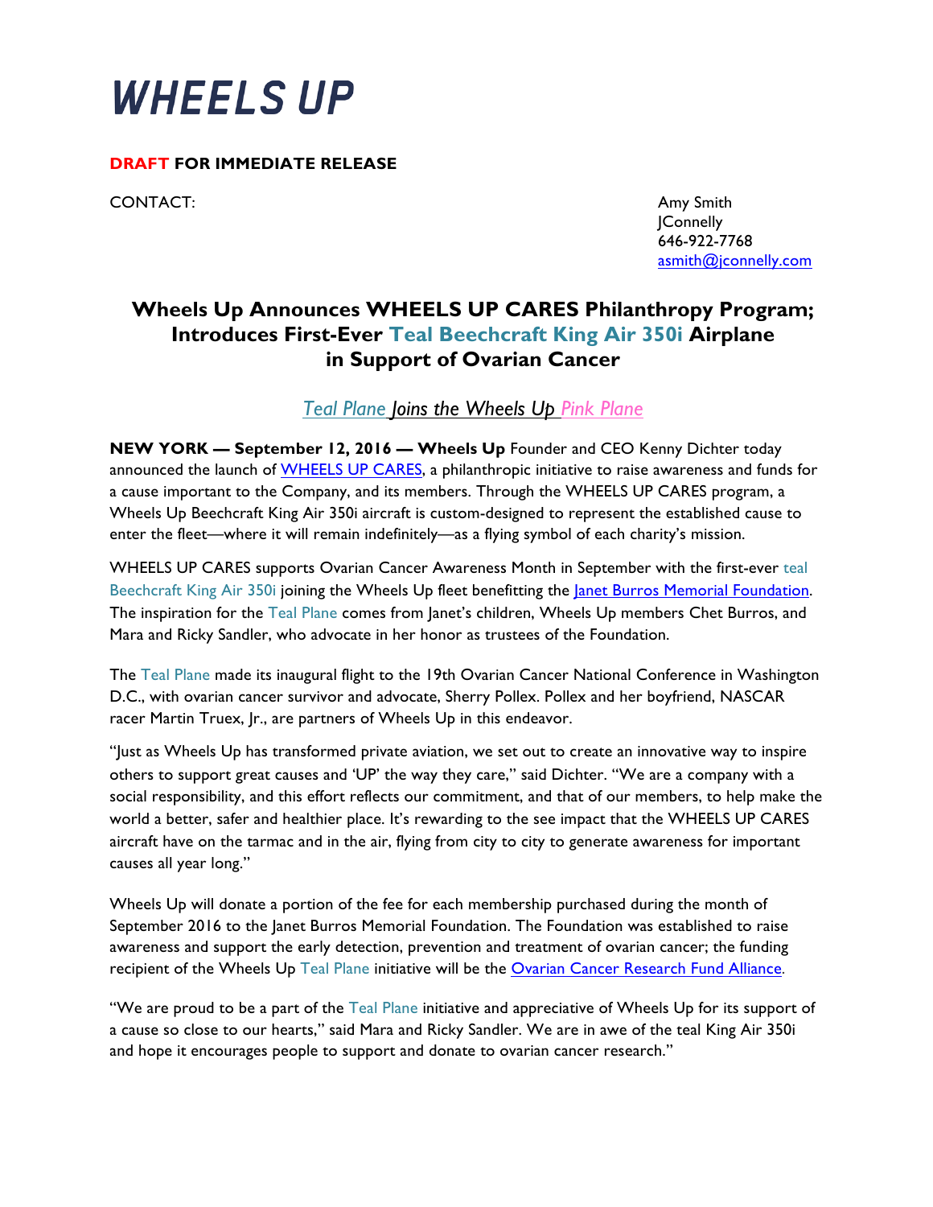# WHEELS UP

**DRAFT FOR IMMEDIATE RELEASE**

CONTACT:

Amy Smith
JConnelly
646-922-7768
asmith@jconnelly.com

## Wheels Up Announces WHEELS UP CARES Philanthropy Program; Introduces First-Ever Teal Beechcraft King Air 350i Airplane in Support of Ovarian Cancer

*Teal Plane Joins the Wheels Up Pink Plane*

**NEW YORK — September 12, 2016 — Wheels Up** Founder and CEO Kenny Dichter today announced the launch of WHEELS UP CARES, a philanthropic initiative to raise awareness and funds for a cause important to the Company, and its members. Through the WHEELS UP CARES program, a Wheels Up Beechcraft King Air 350i aircraft is custom-designed to represent the established cause to enter the fleet—where it will remain indefinitely—as a flying symbol of each charity's mission.

WHEELS UP CARES supports Ovarian Cancer Awareness Month in September with the first-ever teal Beechcraft King Air 350i joining the Wheels Up fleet benefitting the Janet Burros Memorial Foundation. The inspiration for the Teal Plane comes from Janet's children, Wheels Up members Chet Burros, and Mara and Ricky Sandler, who advocate in her honor as trustees of the Foundation.

The Teal Plane made its inaugural flight to the 19th Ovarian Cancer National Conference in Washington D.C., with ovarian cancer survivor and advocate, Sherry Pollex. Pollex and her boyfriend, NASCAR racer Martin Truex, Jr., are partners of Wheels Up in this endeavor.

"Just as Wheels Up has transformed private aviation, we set out to create an innovative way to inspire others to support great causes and 'UP' the way they care," said Dichter. "We are a company with a social responsibility, and this effort reflects our commitment, and that of our members, to help make the world a better, safer and healthier place. It's rewarding to the see impact that the WHEELS UP CARES aircraft have on the tarmac and in the air, flying from city to city to generate awareness for important causes all year long."

Wheels Up will donate a portion of the fee for each membership purchased during the month of September 2016 to the Janet Burros Memorial Foundation. The Foundation was established to raise awareness and support the early detection, prevention and treatment of ovarian cancer; the funding recipient of the Wheels Up Teal Plane initiative will be the Ovarian Cancer Research Fund Alliance.

"We are proud to be a part of the Teal Plane initiative and appreciative of Wheels Up for its support of a cause so close to our hearts," said Mara and Ricky Sandler. We are in awe of the teal King Air 350i and hope it encourages people to support and donate to ovarian cancer research."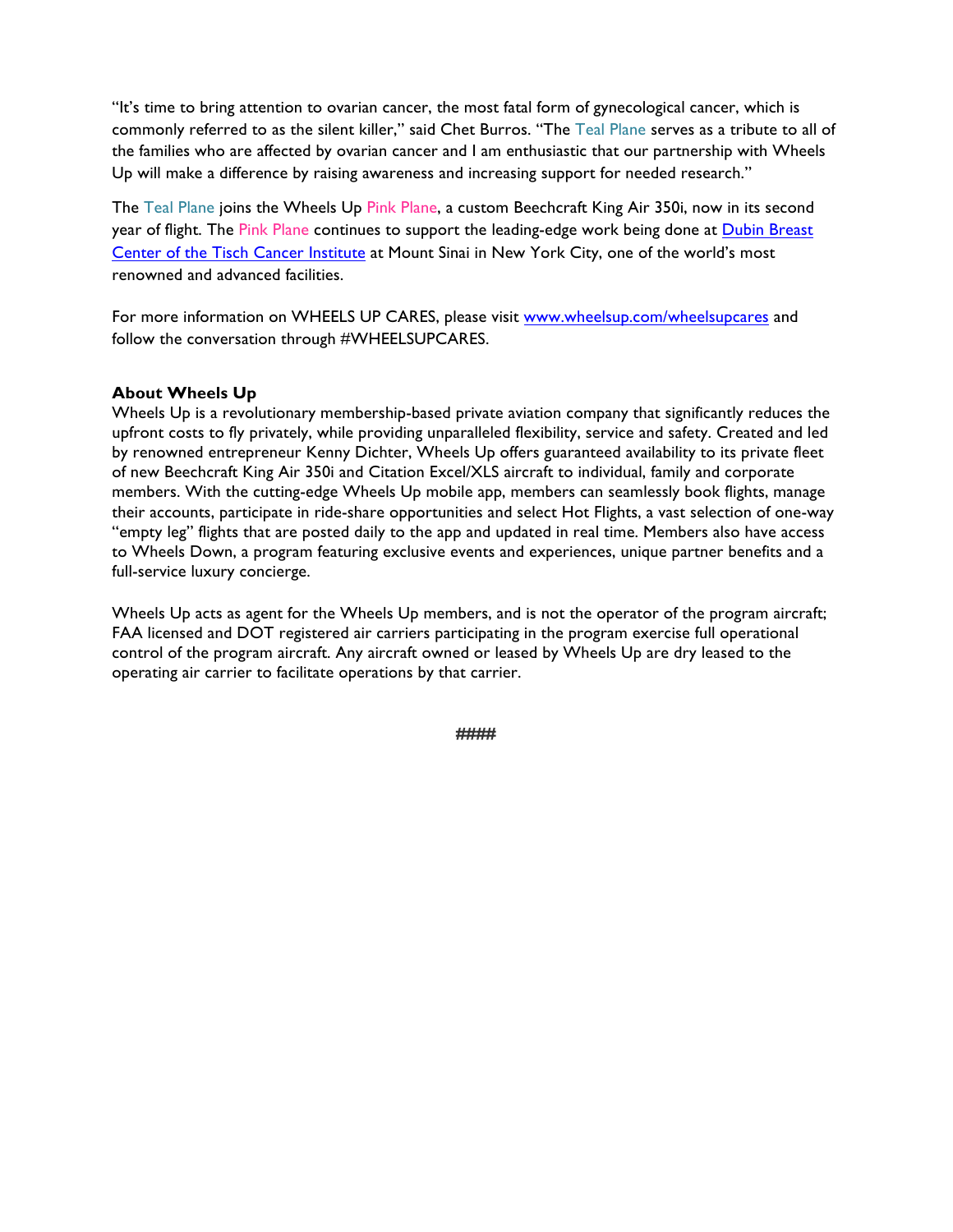"It's time to bring attention to ovarian cancer, the most fatal form of gynecological cancer, which is commonly referred to as the silent killer," said Chet Burros. "The Teal Plane serves as a tribute to all of the families who are affected by ovarian cancer and I am enthusiastic that our partnership with Wheels Up will make a difference by raising awareness and increasing support for needed research."

The Teal Plane joins the Wheels Up Pink Plane, a custom Beechcraft King Air 350i, now in its second year of flight. The Pink Plane continues to support the leading-edge work being done at [Dubin Breast Center of the Tisch Cancer Institute] at Mount Sinai in New York City, one of the world's most renowned and advanced facilities.

For more information on WHEELS UP CARES, please visit [www.wheelsup.com/wheelsupcares] and follow the conversation through #WHEELSUPCARES.

**About Wheels Up**
Wheels Up is a revolutionary membership-based private aviation company that significantly reduces the upfront costs to fly privately, while providing unparalleled flexibility, service and safety. Created and led by renowned entrepreneur Kenny Dichter, Wheels Up offers guaranteed availability to its private fleet of new Beechcraft King Air 350i and Citation Excel/XLS aircraft to individual, family and corporate members. With the cutting-edge Wheels Up mobile app, members can seamlessly book flights, manage their accounts, participate in ride-share opportunities and select Hot Flights, a vast selection of one-way "empty leg" flights that are posted daily to the app and updated in real time. Members also have access to Wheels Down, a program featuring exclusive events and experiences, unique partner benefits and a full-service luxury concierge.

Wheels Up acts as agent for the Wheels Up members, and is not the operator of the program aircraft; FAA licensed and DOT registered air carriers participating in the program exercise full operational control of the program aircraft. Any aircraft owned or leased by Wheels Up are dry leased to the operating air carrier to facilitate operations by that carrier.

####